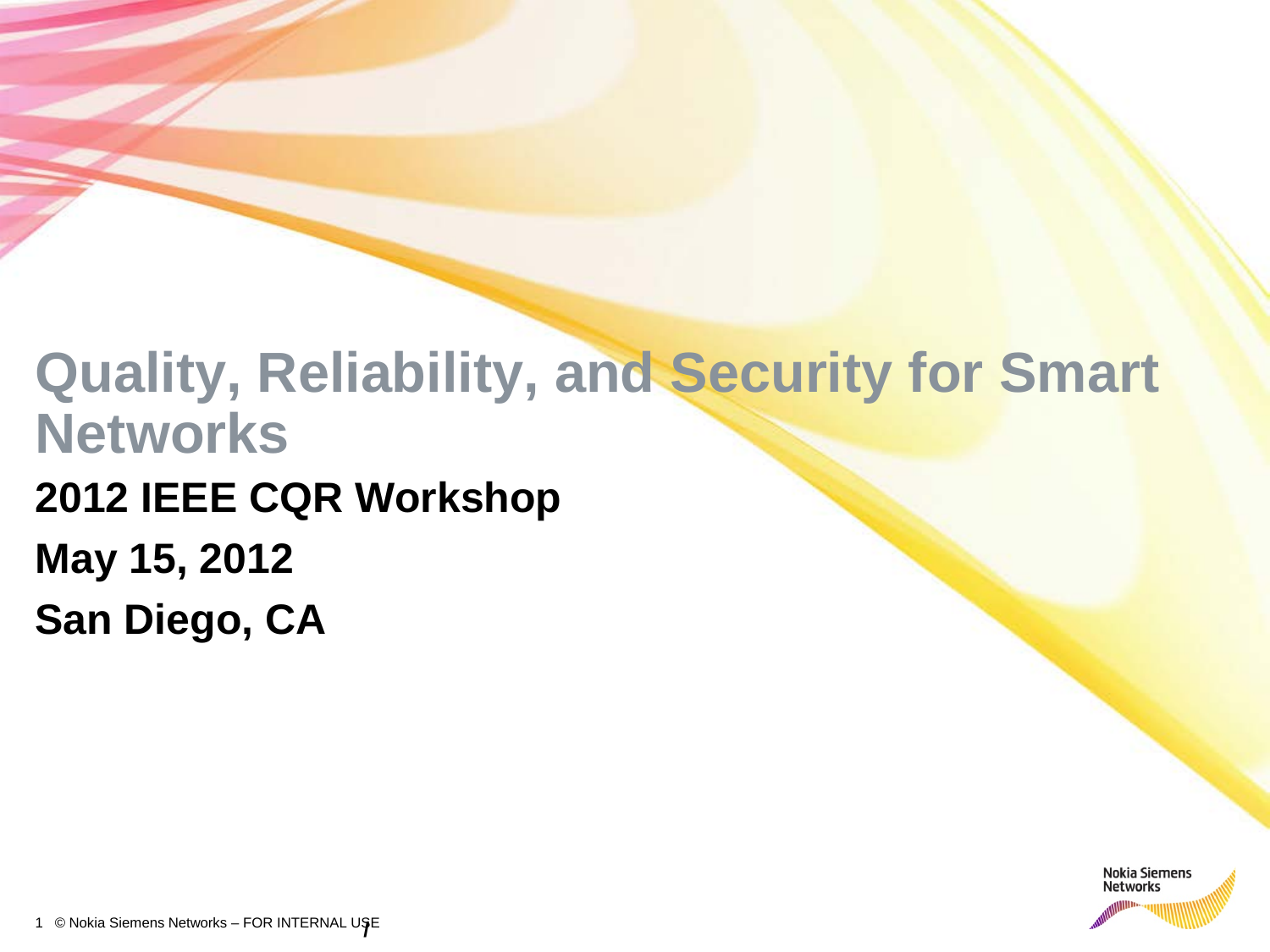# Quality, Reliability, and Security for Smart Networks

**2012 IEEE CQR Workshop**

**May 15, 2012**

**San Diego, CA**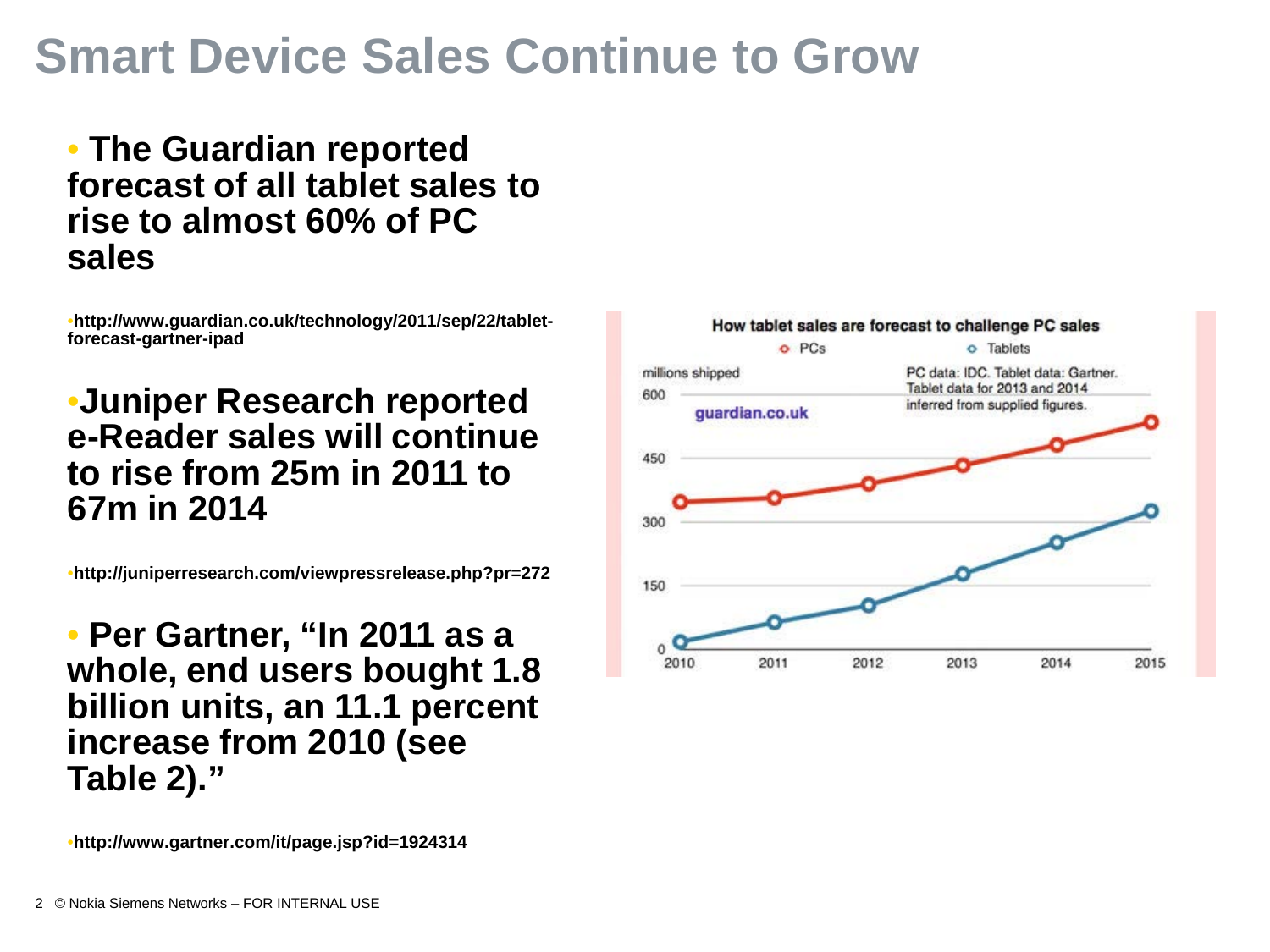# Smart Device Sales Continue to Grow

- **The Guardian reported forecast of all tablet sales to rise to almost 60% of PC sales**

  - **http://www.guardian.co.uk/technology/2011/sep/22/tablet-forecast-gartner-ipad**

- **Juniper Research reported e-Reader sales will continue to rise from 25m in 2011 to 67m in 2014**

  - **http://juniperresearch.com/viewpressrelease.php?pr=272**

- **Per Gartner, "In 2011 as a whole, end users bought 1.8 billion units, an 11.1 percent increase from 2010 (see Table 2)."**

  - **http://www.gartner.com/it/page.jsp?id=1924314**

How tablet sales are forecast to challenge PC sales

PCs · Tablets

millions shipped

PC data: IDC. Tablet data: Gartner. Tablet data for 2013 and 2014 inferred from supplied figures.

guardian.co.uk

© Nokia Siemens Networks – FOR INTERNAL USE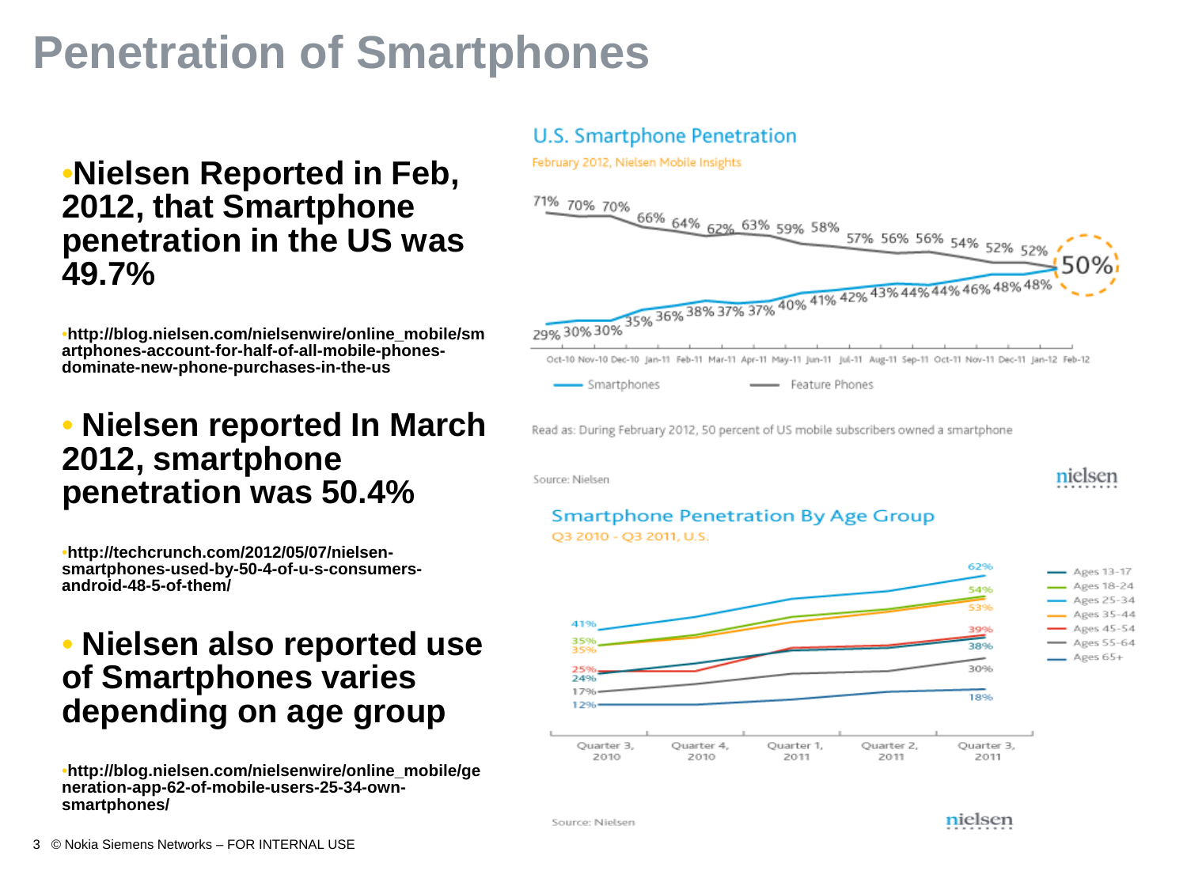# Penetration of Smartphones

- **Nielsen Reported in Feb, 2012, that Smartphone penetration in the US was 49.7%**
  - **http://blog.nielsen.com/nielsenwire/online_mobile/smartphones-account-for-half-of-all-mobile-phones-dominate-new-phone-purchases-in-the-us**
- **Nielsen reported In March 2012, smartphone penetration was 50.4%**
  - **http://techcrunch.com/2012/05/07/nielsen-smartphones-used-by-50-4-of-u-s-consumers-android-48-5-of-them/**
- **Nielsen also reported use of Smartphones varies depending on age group**
  - **http://blog.nielsen.com/nielsenwire/online_mobile/generation-app-62-of-mobile-users-25-34-own-smartphones/**

## U.S. Smartphone Penetration

February 2012, Nielsen Mobile Insights

| | Oct-10 | Nov-10 | Dec-10 | Jan-11 | Feb-11 | Mar-11 | Apr-11 | May-11 | Jun-11 | Jul-11 | Aug-11 | Sep-11 | Oct-11 | Nov-11 | Dec-11 | Jan-12 | Feb-12 |
|---|---|---|---|---|---|---|---|---|---|---|---|---|---|---|---|---|---|
| Smartphones | 29% | 30% | 30% | 35% | 36% | 38% | 37% | 37% | 40% | 41% | 42% | 43% | 44% | 44% | 46% | 48% | 48% |
| Feature Phones | 71% | 70% | 70% | 66% | 64% | 62% | 63% | 59% | 58% | 57% | 56% | 56% | 54% | 52% | 52% | | |

50% (Feb-12)

Read as: During February 2012, 50 percent of US mobile subscribers owned a smartphone

Source: Nielsen

## Smartphone Penetration By Age Group

Q3 2010 - Q3 2011, U.S.

| Age Group | Quarter 3, 2010 | Quarter 3, 2011 |
|---|---|---|
| Ages 13-17 | 24% | 38% |
| Ages 18-24 | 35% | 54% |
| Ages 25-34 | 41% | 62% |
| Ages 35-44 | 35% | 53% |
| Ages 45-54 | 25% | 39% |
| Ages 55-64 | 17% | 30% |
| Ages 65+ | 12% | 18% |

Source: Nielsen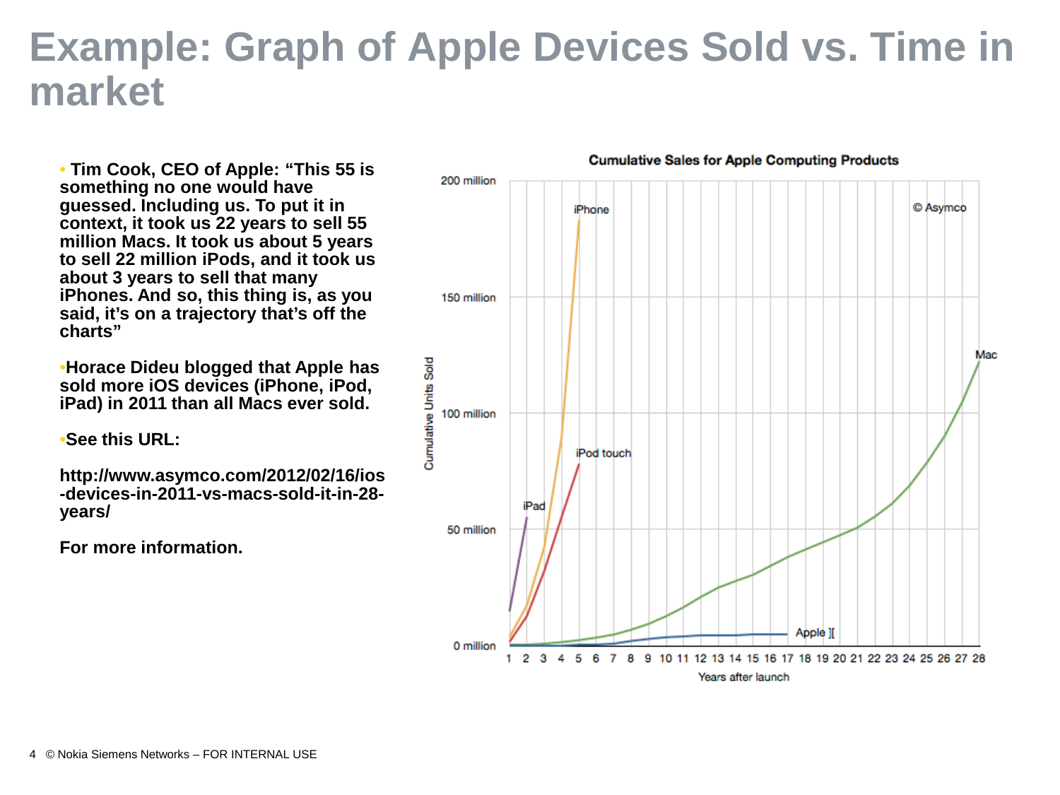# Example: Graph of Apple Devices Sold vs. Time in market

- **Tim Cook, CEO of Apple: “This 55 is something no one would have guessed. Including us. To put it in context, it took us 22 years to sell 55 million Macs. It took us about 5 years to sell 22 million iPods, and it took us about 3 years to sell that many iPhones. And so, this thing is, as you said, it’s on a trajectory that’s off the charts”**

- **Horace Dideu blogged that Apple has sold more iOS devices (iPhone, iPod, iPad) in 2011 than all Macs ever sold.**

- **See this URL:**

**http://www.asymco.com/2012/02/16/ios-devices-in-2011-vs-macs-sold-it-in-28-years/**

**For more information.**

**Cumulative Sales for Apple Computing Products**

© Asymco

Cumulative Units Sold: 0 million, 50 million, 100 million, 150 million, 200 million

Years after launch: 1 2 3 4 5 6 7 8 9 10 11 12 13 14 15 16 17 18 19 20 21 22 23 24 25 26 27 28

iPhone, iPod touch, iPad, Mac, Apple ][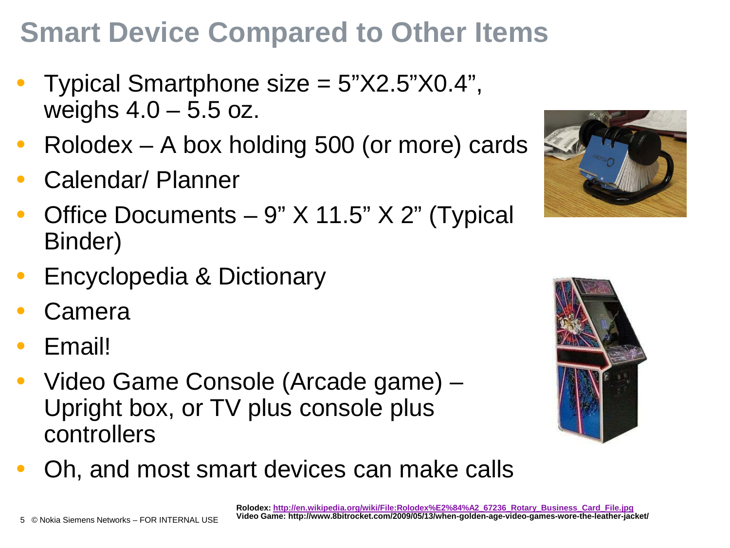# Smart Device Compared to Other Items

- Typical Smartphone size = 5”X2.5”X0.4”, weighs 4.0 – 5.5 oz.
- Rolodex – A box holding 500 (or more) cards
- Calendar/ Planner
- Office Documents – 9” X 11.5” X 2” (Typical Binder)
- Encyclopedia & Dictionary
- Camera
- Email!
- Video Game Console (Arcade game) – Upright box, or TV plus console plus controllers
- Oh, and most smart devices can make calls

**Rolodex: http://en.wikipedia.org/wiki/File:Rolodex%E2%84%A2_67236_Rotary_Business_Card_File.jpg**
**Video Game: http://www.8bitrocket.com/2009/05/13/when-golden-age-video-games-wore-the-leather-jacket/**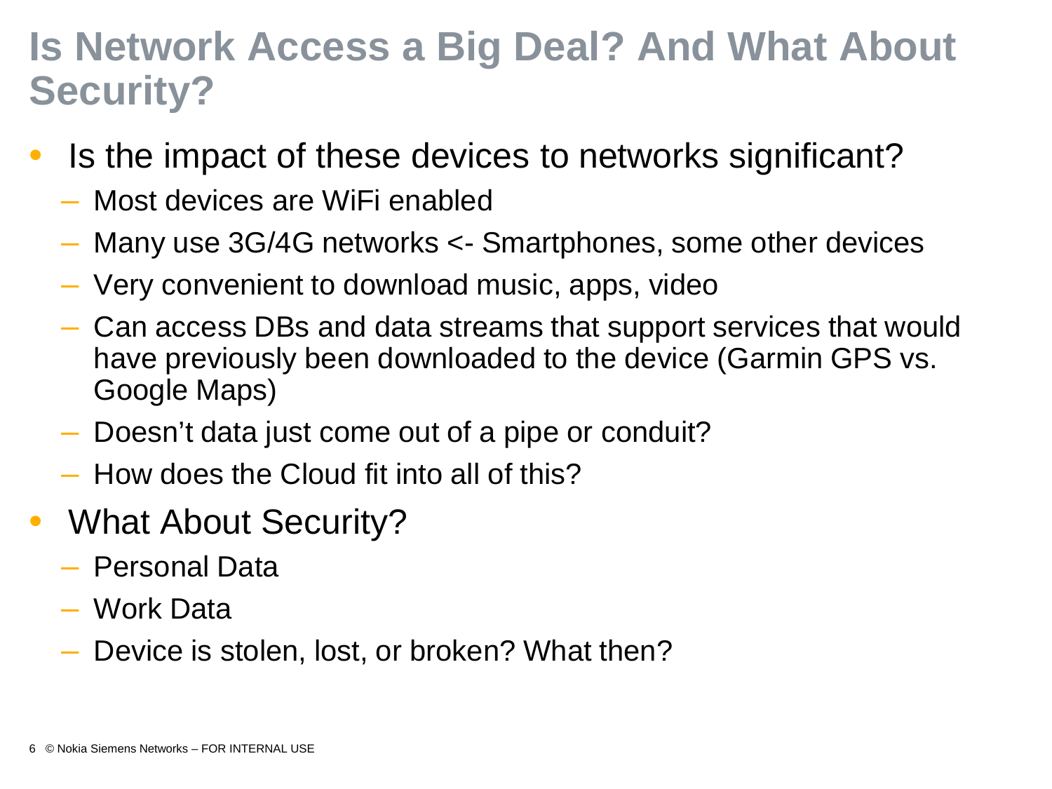# Is Network Access a Big Deal? And What About Security?

- Is the impact of these devices to networks significant?
  - Most devices are WiFi enabled
  - Many use 3G/4G networks <- Smartphones, some other devices
  - Very convenient to download music, apps, video
  - Can access DBs and data streams that support services that would have previously been downloaded to the device (Garmin GPS vs. Google Maps)
  - Doesn’t data just come out of a pipe or conduit?
  - How does the Cloud fit into all of this?
- What About Security?
  - Personal Data
  - Work Data
  - Device is stolen, lost, or broken? What then?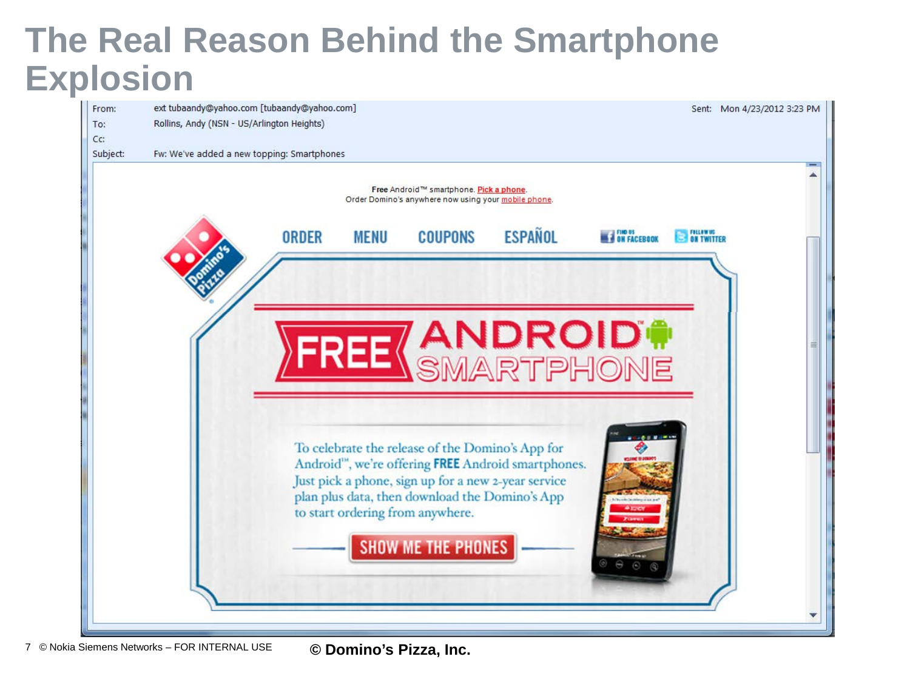# The Real Reason Behind the Smartphone Explosion

| | |
|---|---|
| From: | ext tubaandy@yahoo.com [tubaandy@yahoo.com] |
| To: | Rollins, Andy (NSN - US/Arlington Heights) |
| Cc: | |
| Subject: | Fw: We've added a new topping: Smartphones |

Sent: Mon 4/23/2012 3:23 PM

**Free** Android™ smartphone. Pick a phone.
Order Domino's anywhere now using your mobile phone.

ORDER MENU COUPONS ESPAÑOL FIND US ON FACEBOOK FOLLOW US ON TWITTER

FREE ANDROID™ SMARTPHONE

To celebrate the release of the Domino's App for Android™, we're offering **FREE** Android smartphones. Just pick a phone, sign up for a new 2-year service plan plus data, then download the Domino's App to start ordering from anywhere.

SHOW ME THE PHONES

**© Domino's Pizza, Inc.**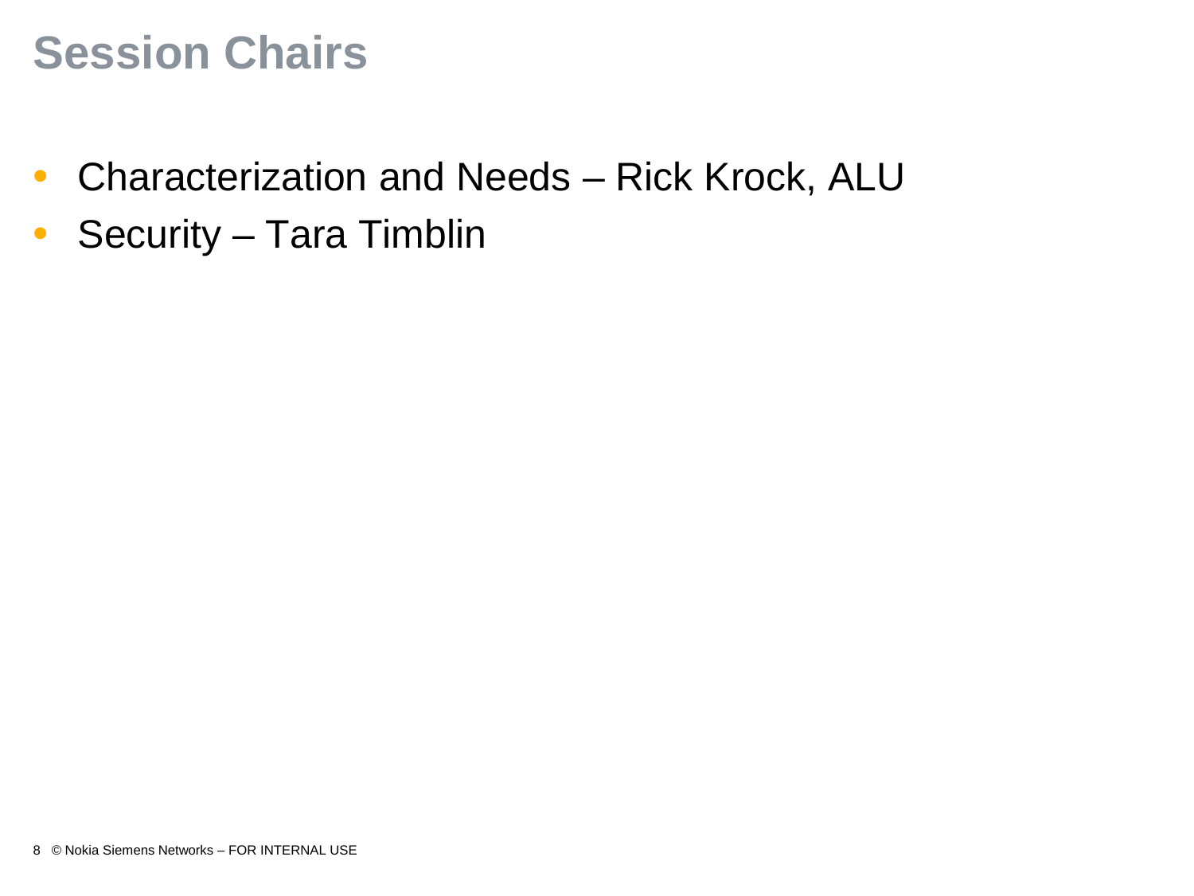# Session Chairs

- Characterization and Needs – Rick Krock, ALU
- Security – Tara Timblin